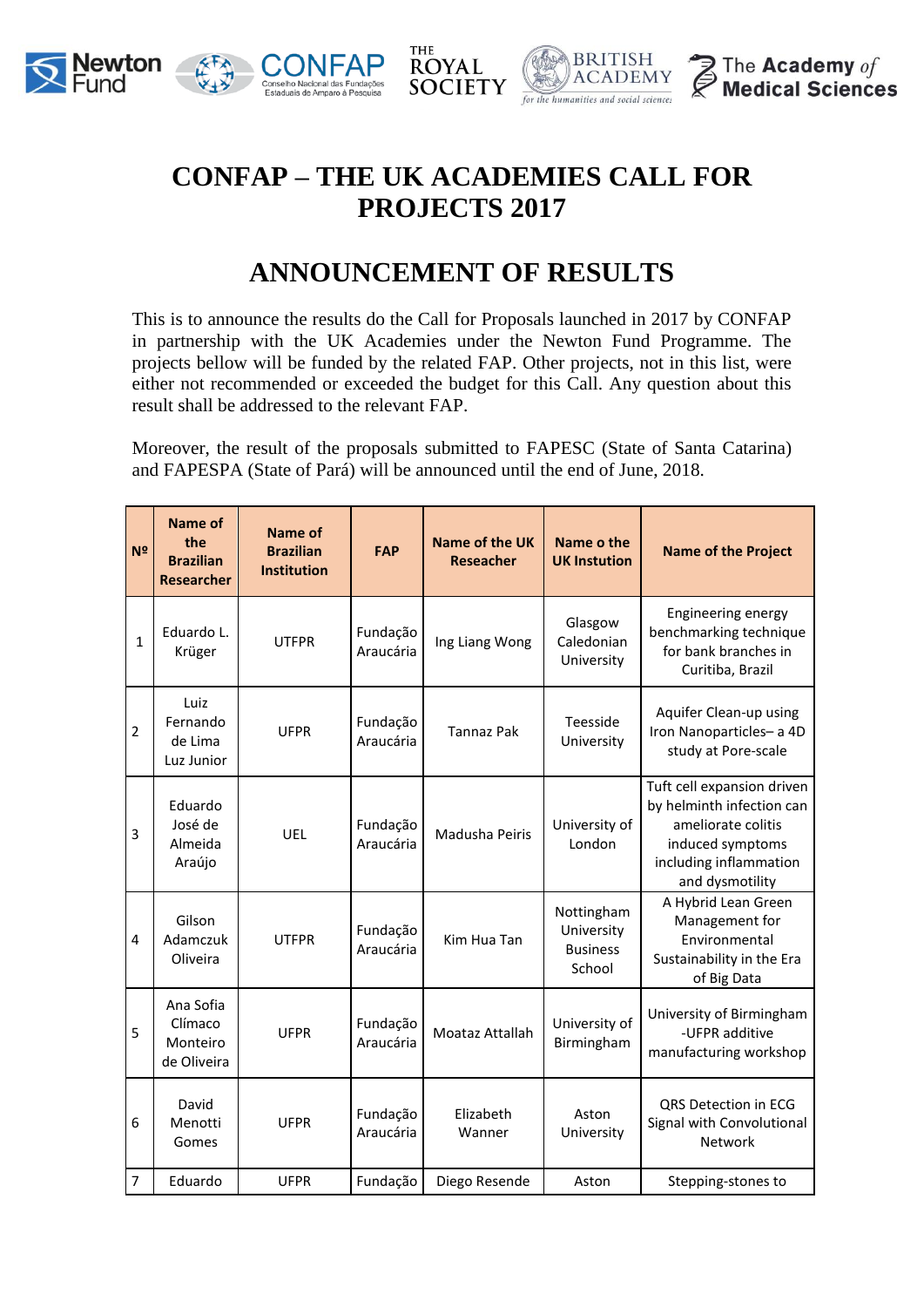# CONFAP – THE UK ACADEMIES CALL FOR PROJECTS 2017

# ANNOUNCEMENT OF RESULTS

This is to announce the results do the Call for Proposals launched in 2017 by CONFAP in partnership with the UK Academies under the Newton Fund Programme. The projects bellow will be funded by the related FAP. Other projects, not in this list, were either not recommended or exceeded the budget for this Call. Any question about this result shall be addressed to the relevant FAP.

Moreover, the result of the proposals submitted to FAPESC (State of Santa Catarina) and FAPESPA (State of Pará) will be announced until the end of June, 2018.

| Nº | Name of the Brazilian Researcher | Name of Brazilian Institution | FAP | Name of the UK Reseacher | Name o the UK Instution | Name of the Project |
|---|---|---|---|---|---|---|
| 1 | Eduardo L. Krüger | UTFPR | Fundação Araucária | Ing Liang Wong | Glasgow Caledonian University | Engineering energy benchmarking technique for bank branches in Curitiba, Brazil |
| 2 | Luiz Fernando de Lima Luz Junior | UFPR | Fundação Araucária | Tannaz Pak | Teesside University | Aquifer Clean-up using Iron Nanoparticles– a 4D study at Pore-scale |
| 3 | Eduardo José de Almeida Araújo | UEL | Fundação Araucária | Madusha Peiris | University of London | Tuft cell expansion driven by helminth infection can ameliorate colitis induced symptoms including inflammation and dysmotility |
| 4 | Gilson Adamczuk Oliveira | UTFPR | Fundação Araucária | Kim Hua Tan | Nottingham University Business School | A Hybrid Lean Green Management for Environmental Sustainability in the Era of Big Data |
| 5 | Ana Sofia Clímaco Monteiro de Oliveira | UFPR | Fundação Araucária | Moataz Attallah | University of Birmingham | University of Birmingham -UFPR additive manufacturing workshop |
| 6 | David Menotti Gomes | UFPR | Fundação Araucária | Elizabeth Wanner | Aston University | QRS Detection in ECG Signal with Convolutional Network |
| 7 | Eduardo | UFPR | Fundação | Diego Resende | Aston | Stepping-stones to |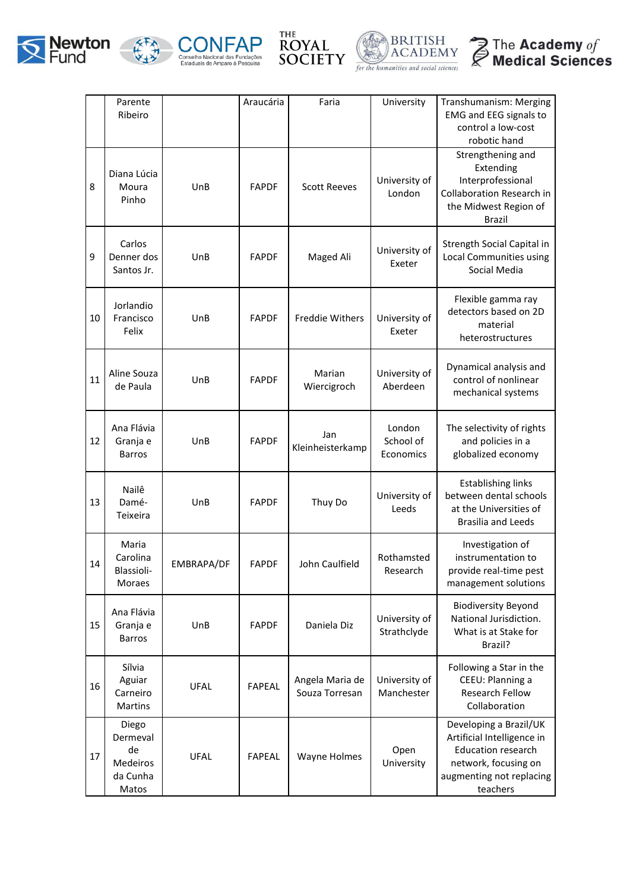|  | Parente Ribeiro |  | Araucária | Faria | University | Transhumanism: Merging EMG and EEG signals to control a low-cost robotic hand |
|---|---|---|---|---|---|---|
| 8 | Diana Lúcia Moura Pinho | UnB | FAPDF | Scott Reeves | University of London | Strengthening and Extending Interprofessional Collaboration Research in the Midwest Region of Brazil |
| 9 | Carlos Denner dos Santos Jr. | UnB | FAPDF | Maged Ali | University of Exeter | Strength Social Capital in Local Communities using Social Media |
| 10 | Jorlandio Francisco Felix | UnB | FAPDF | Freddie Withers | University of Exeter | Flexible gamma ray detectors based on 2D material heterostructures |
| 11 | Aline Souza de Paula | UnB | FAPDF | Marian Wiercigroch | University of Aberdeen | Dynamical analysis and control of nonlinear mechanical systems |
| 12 | Ana Flávia Granja e Barros | UnB | FAPDF | Jan Kleinheisterkamp | London School of Economics | The selectivity of rights and policies in a globalized economy |
| 13 | Nailê Damé-Teixeira | UnB | FAPDF | Thuy Do | University of Leeds | Establishing links between dental schools at the Universities of Brasilia and Leeds |
| 14 | Maria Carolina Blassioli-Moraes | EMBRAPA/DF | FAPDF | John Caulfield | Rothamsted Research | Investigation of instrumentation to provide real-time pest management solutions |
| 15 | Ana Flávia Granja e Barros | UnB | FAPDF | Daniela Diz | University of Strathclyde | Biodiversity Beyond National Jurisdiction. What is at Stake for Brazil? |
| 16 | Sílvia Aguiar Carneiro Martins | UFAL | FAPEAL | Angela Maria de Souza Torresan | University of Manchester | Following a Star in the CEEU: Planning a Research Fellow Collaboration |
| 17 | Diego Dermeval de Medeiros da Cunha Matos | UFAL | FAPEAL | Wayne Holmes | Open University | Developing a Brazil/UK Artificial Intelligence in Education research network, focusing on augmenting not replacing teachers |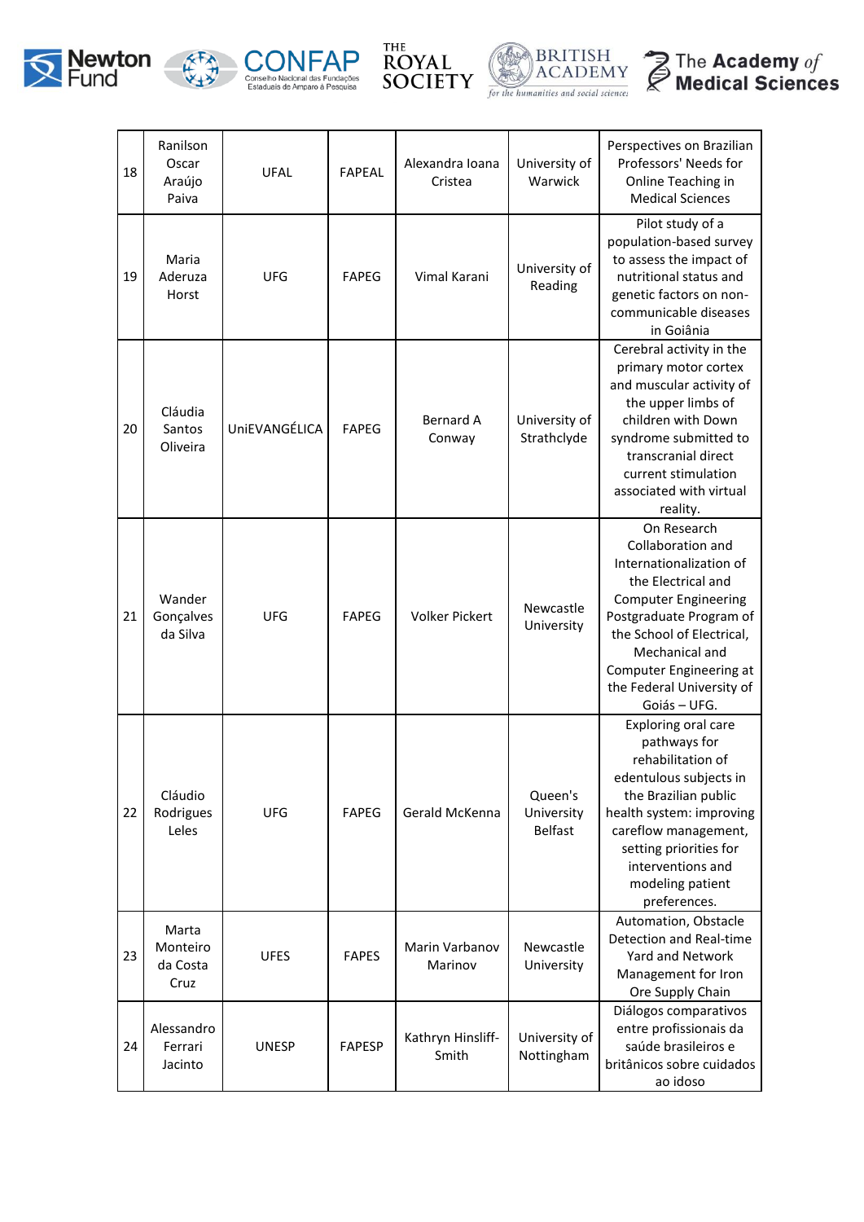| 18 | Ranilson Oscar Araújo Paiva | UFAL | FAPEAL | Alexandra Ioana Cristea | University of Warwick | Perspectives on Brazilian Professors' Needs for Online Teaching in Medical Sciences |
|---|---|---|---|---|---|---|
| 19 | Maria Aderuza Horst | UFG | FAPEG | Vimal Karani | University of Reading | Pilot study of a population-based survey to assess the impact of nutritional status and genetic factors on non-communicable diseases in Goiânia |
| 20 | Cláudia Santos Oliveira | UniEVANGÉLICA | FAPEG | Bernard A Conway | University of Strathclyde | Cerebral activity in the primary motor cortex and muscular activity of the upper limbs of children with Down syndrome submitted to transcranial direct current stimulation associated with virtual reality. |
| 21 | Wander Gonçalves da Silva | UFG | FAPEG | Volker Pickert | Newcastle University | On Research Collaboration and Internationalization of the Electrical and Computer Engineering Postgraduate Program of the School of Electrical, Mechanical and Computer Engineering at the Federal University of Goiás – UFG. |
| 22 | Cláudio Rodrigues Leles | UFG | FAPEG | Gerald McKenna | Queen's University Belfast | Exploring oral care pathways for rehabilitation of edentulous subjects in the Brazilian public health system: improving careflow management, setting priorities for interventions and modeling patient preferences. |
| 23 | Marta Monteiro da Costa Cruz | UFES | FAPES | Marin Varbanov Marinov | Newcastle University | Automation, Obstacle Detection and Real-time Yard and Network Management for Iron Ore Supply Chain |
| 24 | Alessandro Ferrari Jacinto | UNESP | FAPESP | Kathryn Hinsliff-Smith | University of Nottingham | Diálogos comparativos entre profissionais da saúde brasileiros e britânicos sobre cuidados ao idoso |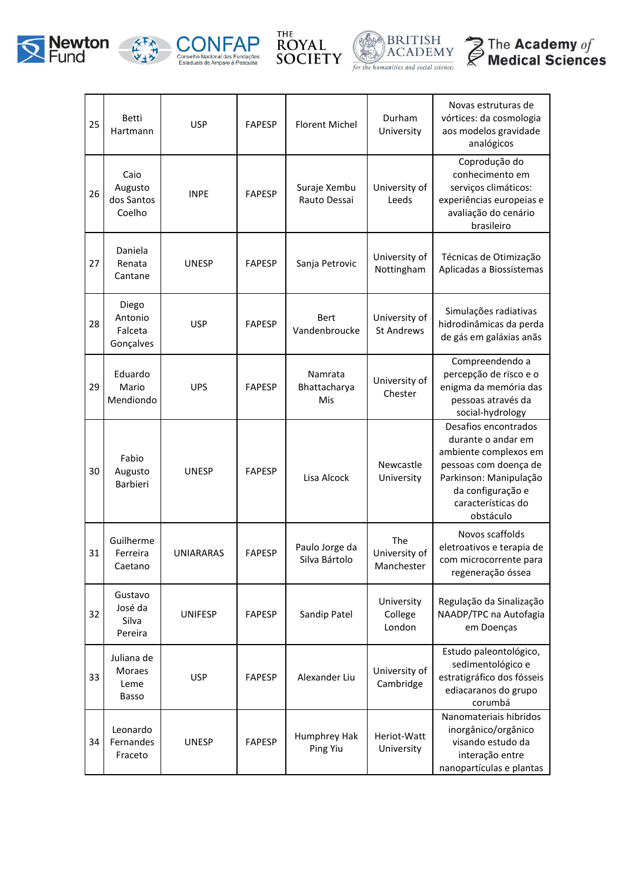| 25 | Betti Hartmann | USP | FAPESP | Florent Michel | Durham University | Novas estruturas de vórtices: da cosmologia aos modelos gravidade analógicos |
|---|---|---|---|---|---|---|
| 26 | Caio Augusto dos Santos Coelho | INPE | FAPESP | Suraje Xembu Rauto Dessai | University of Leeds | Coprodução do conhecimento em serviços climáticos: experiências europeias e avaliação do cenário brasileiro |
| 27 | Daniela Renata Cantane | UNESP | FAPESP | Sanja Petrovic | University of Nottingham | Técnicas de Otimização Aplicadas a Biossistemas |
| 28 | Diego Antonio Falceta Gonçalves | USP | FAPESP | Bert Vandenbroucke | University of St Andrews | Simulações radiativas hidrodinâmicas da perda de gás em galáxias anãs |
| 29 | Eduardo Mario Mendiondo | UPS | FAPESP | Namrata Bhattacharya Mis | University of Chester | Compreendendo a percepção de risco e o enigma da memória das pessoas através da social-hydrology |
| 30 | Fabio Augusto Barbieri | UNESP | FAPESP | Lisa Alcock | Newcastle University | Desafios encontrados durante o andar em ambiente complexos em pessoas com doença de Parkinson: Manipulação da configuração e características do obstáculo |
| 31 | Guilherme Ferreira Caetano | UNIARARAS | FAPESP | Paulo Jorge da Silva Bártolo | The University of Manchester | Novos scaffolds eletroativos e terapia de com microcorrente para regeneração óssea |
| 32 | Gustavo José da Silva Pereira | UNIFESP | FAPESP | Sandip Patel | University College London | Regulação da Sinalização NAADP/TPC na Autofagia em Doenças |
| 33 | Juliana de Moraes Leme Basso | USP | FAPESP | Alexander Liu | University of Cambridge | Estudo paleontológico, sedimentológico e estratigráfico dos fósseis ediacaranos do grupo corumbá |
| 34 | Leonardo Fernandes Fraceto | UNESP | FAPESP | Humphrey Hak Ping Yiu | Heriot-Watt University | Nanomateriais hibridos inorgânico/orgânico visando estudo da interação entre nanopartículas e plantas |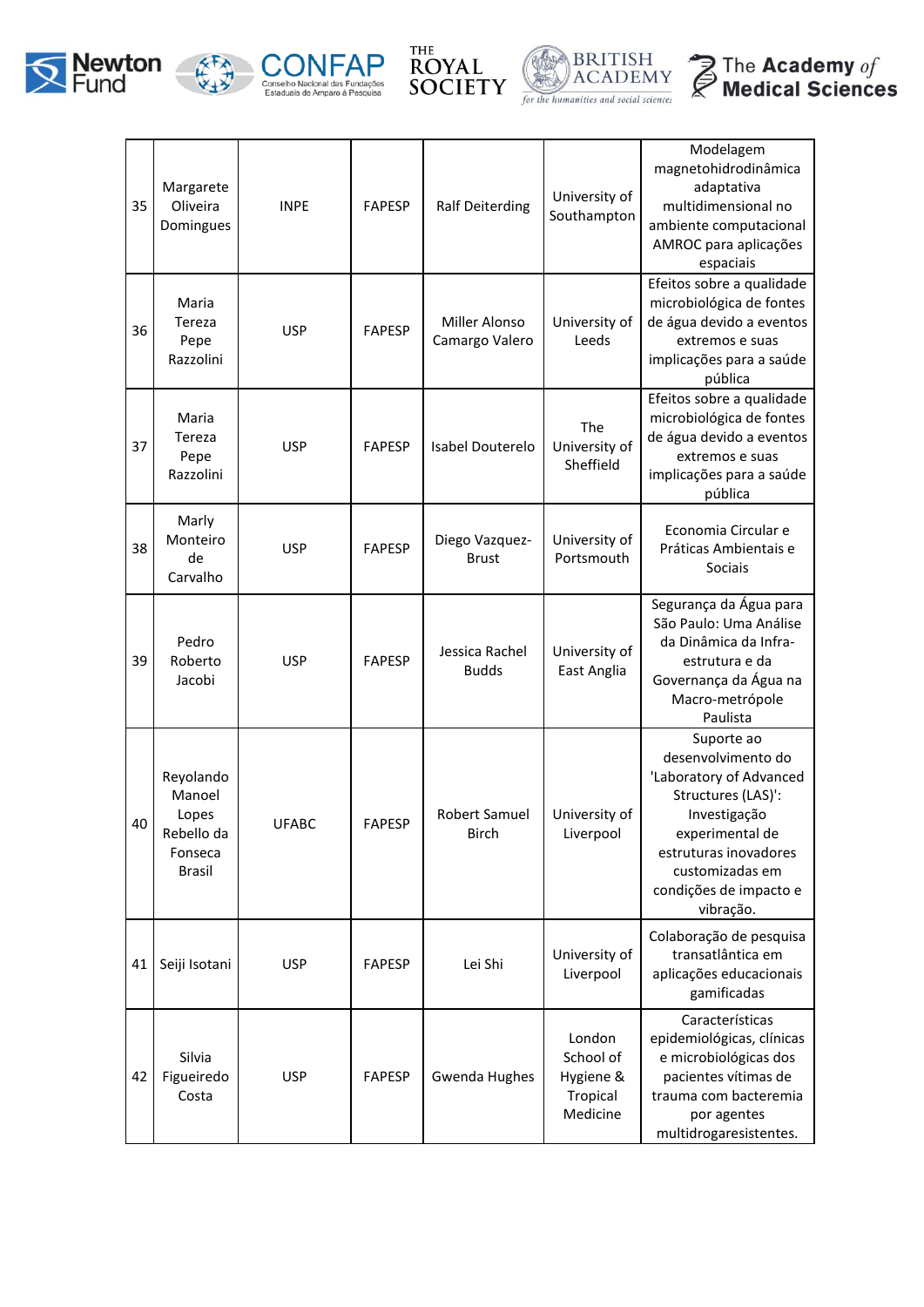| 35 | Margarete Oliveira Domingues | INPE | FAPESP | Ralf Deiterding | University of Southampton | Modelagem magnetohidrodinâmica adaptativa multidimensional no ambiente computacional AMROC para aplicações espaciais |
|---|---|---|---|---|---|---|
| 36 | Maria Tereza Pepe Razzolini | USP | FAPESP | Miller Alonso Camargo Valero | University of Leeds | Efeitos sobre a qualidade microbiológica de fontes de água devido a eventos extremos e suas implicações para a saúde pública |
| 37 | Maria Tereza Pepe Razzolini | USP | FAPESP | Isabel Douterelo | The University of Sheffield | Efeitos sobre a qualidade microbiológica de fontes de água devido a eventos extremos e suas implicações para a saúde pública |
| 38 | Marly Monteiro de Carvalho | USP | FAPESP | Diego Vazquez-Brust | University of Portsmouth | Economia Circular e Práticas Ambientais e Sociais |
| 39 | Pedro Roberto Jacobi | USP | FAPESP | Jessica Rachel Budds | University of East Anglia | Segurança da Água para São Paulo: Uma Análise da Dinâmica da Infra-estrutura e da Governança da Água na Macro-metrópole Paulista |
| 40 | Reyolando Manoel Lopes Rebello da Fonseca Brasil | UFABC | FAPESP | Robert Samuel Birch | University of Liverpool | Suporte ao desenvolvimento do 'Laboratory of Advanced Structures (LAS)': Investigação experimental de estruturas inovadores customizadas em condições de impacto e vibração. |
| 41 | Seiji Isotani | USP | FAPESP | Lei Shi | University of Liverpool | Colaboração de pesquisa transatlântica em aplicações educacionais gamificadas |
| 42 | Silvia Figueiredo Costa | USP | FAPESP | Gwenda Hughes | London School of Hygiene & Tropical Medicine | Características epidemiológicas, clínicas e microbiológicas dos pacientes vítimas de trauma com bacteremia por agentes multidrogaresistentes. |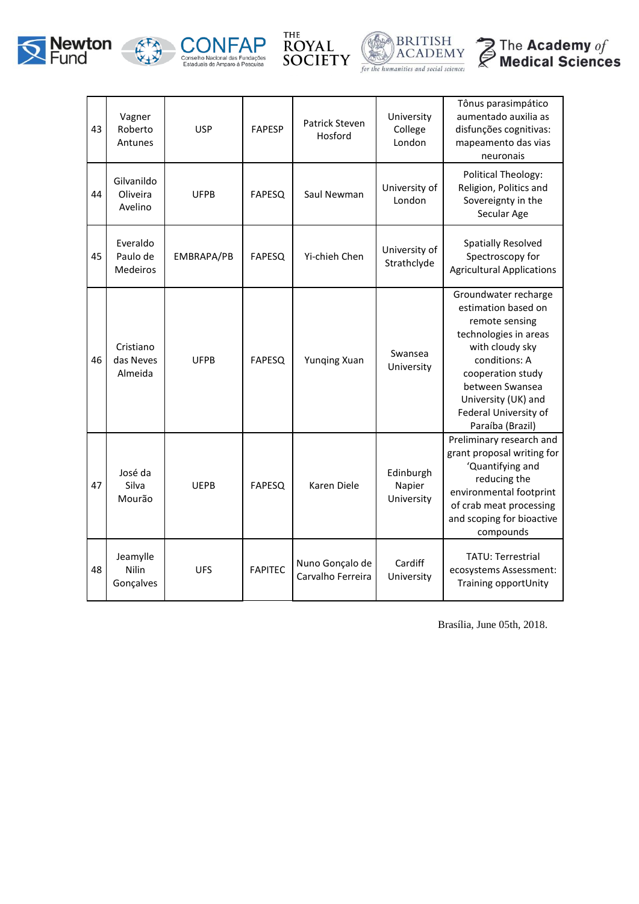| | | | | | | |
|---|---|---|---|---|---|---|
| 43 | Vagner Roberto Antunes | USP | FAPESP | Patrick Steven Hosford | University College London | Tônus parasimpático aumentado auxilia as disfunções cognitivas: mapeamento das vias neuronais |
| 44 | Gilvanildo Oliveira Avelino | UFPB | FAPESQ | Saul Newman | University of London | Political Theology: Religion, Politics and Sovereignty in the Secular Age |
| 45 | Everaldo Paulo de Medeiros | EMBRAPA/PB | FAPESQ | Yi-chieh Chen | University of Strathclyde | Spatially Resolved Spectroscopy for Agricultural Applications |
| 46 | Cristiano das Neves Almeida | UFPB | FAPESQ | Yunqing Xuan | Swansea University | Groundwater recharge estimation based on remote sensing technologies in areas with cloudy sky conditions: A cooperation study between Swansea University (UK) and Federal University of Paraíba (Brazil) |
| 47 | José da Silva Mourão | UEPB | FAPESQ | Karen Diele | Edinburgh Napier University | Preliminary research and grant proposal writing for 'Quantifying and reducing the environmental footprint of crab meat processing and scoping for bioactive compounds |
| 48 | Jeamylle Nilin Gonçalves | UFS | FAPITEC | Nuno Gonçalo de Carvalho Ferreira | Cardiff University | TATU: Terrestrial ecosystems Assessment: Training opportUnity |

Brasília, June 05th, 2018.